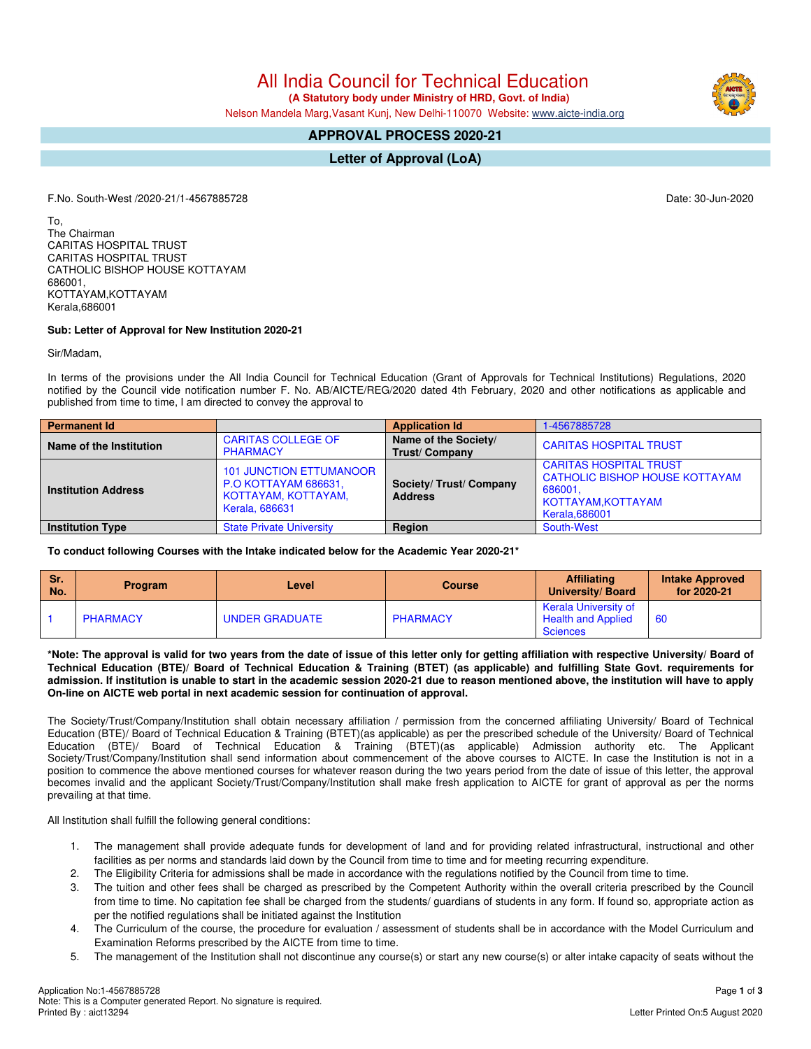# All India Council for Technical Education

**(A Statutory body under Ministry of HRD, Govt. of India)**

Nelson Mandela Marg,Vasant Kunj, New Delhi-110070 Website: www.aicte-india.org

## APPROVAL PROCESS 2020-21

## Letter of Approval (LoA)

F.No. South-West /2020-21/1-4567885728

Date: 30-Jun-2020

To,
The Chairman
CARITAS HOSPITAL TRUST
CARITAS HOSPITAL TRUST
CATHOLIC BISHOP HOUSE KOTTAYAM
686001,
KOTTAYAM,KOTTAYAM
Kerala,686001

**Sub: Letter of Approval for New Institution 2020-21**

Sir/Madam,

In terms of the provisions under the All India Council for Technical Education (Grant of Approvals for Technical Institutions) Regulations, 2020 notified by the Council vide notification number F. No. AB/AICTE/REG/2020 dated 4th February, 2020 and other notifications as applicable and published from time to time, I am directed to convey the approval to

| **Permanent Id** | | **Application Id** | 1-4567885728 |
|---|---|---|---|
| **Name of the Institution** | CARITAS COLLEGE OF PHARMACY | **Name of the Society/ Trust/ Company** | CARITAS HOSPITAL TRUST |
| **Institution Address** | 101 JUNCTION ETTUMANOOR P.O KOTTAYAM 686631, KOTTAYAM, KOTTAYAM, Kerala, 686631 | **Society/ Trust/ Company Address** | CARITAS HOSPITAL TRUST CATHOLIC BISHOP HOUSE KOTTAYAM 686001, KOTTAYAM,KOTTAYAM Kerala,686001 |
| **Institution Type** | State Private University | **Region** | South-West |

**To conduct following Courses with the Intake indicated below for the Academic Year 2020-21\***

| Sr. No. | Program | Level | Course | Affiliating University/ Board | Intake Approved for 2020-21 |
|---|---|---|---|---|---|
| 1 | PHARMACY | UNDER GRADUATE | PHARMACY | Kerala University of Health and Applied Sciences | 60 |

**\*Note: The approval is valid for two years from the date of issue of this letter only for getting affiliation with respective University/ Board of Technical Education (BTE)/ Board of Technical Education & Training (BTET) (as applicable) and fulfilling State Govt. requirements for admission. If institution is unable to start in the academic session 2020-21 due to reason mentioned above, the institution will have to apply On-line on AICTE web portal in next academic session for continuation of approval.**

The Society/Trust/Company/Institution shall obtain necessary affiliation / permission from the concerned affiliating University/ Board of Technical Education (BTE)/ Board of Technical Education & Training (BTET)(as applicable) as per the prescribed schedule of the University/ Board of Technical Education (BTE)/ Board of Technical Education & Training (BTET)(as applicable) Admission authority etc. The Applicant Society/Trust/Company/Institution shall send information about commencement of the above courses to AICTE. In case the Institution is not in a position to commence the above mentioned courses for whatever reason during the two years period from the date of issue of this letter, the approval becomes invalid and the applicant Society/Trust/Company/Institution shall make fresh application to AICTE for grant of approval as per the norms prevailing at that time.

All Institution shall fulfill the following general conditions:

1. The management shall provide adequate funds for development of land and for providing related infrastructural, instructional and other facilities as per norms and standards laid down by the Council from time to time and for meeting recurring expenditure.
2. The Eligibility Criteria for admissions shall be made in accordance with the regulations notified by the Council from time to time.
3. The tuition and other fees shall be charged as prescribed by the Competent Authority within the overall criteria prescribed by the Council from time to time. No capitation fee shall be charged from the students/ guardians of students in any form. If found so, appropriate action as per the notified regulations shall be initiated against the Institution
4. The Curriculum of the course, the procedure for evaluation / assessment of students shall be in accordance with the Model Curriculum and Examination Reforms prescribed by the AICTE from time to time.
5. The management of the Institution shall not discontinue any course(s) or start any new course(s) or alter intake capacity of seats without the

Application No:1-4567885728
Note: This is a Computer generated Report. No signature is required.
Printed By : aict13294

Letter Printed On:5 August 2020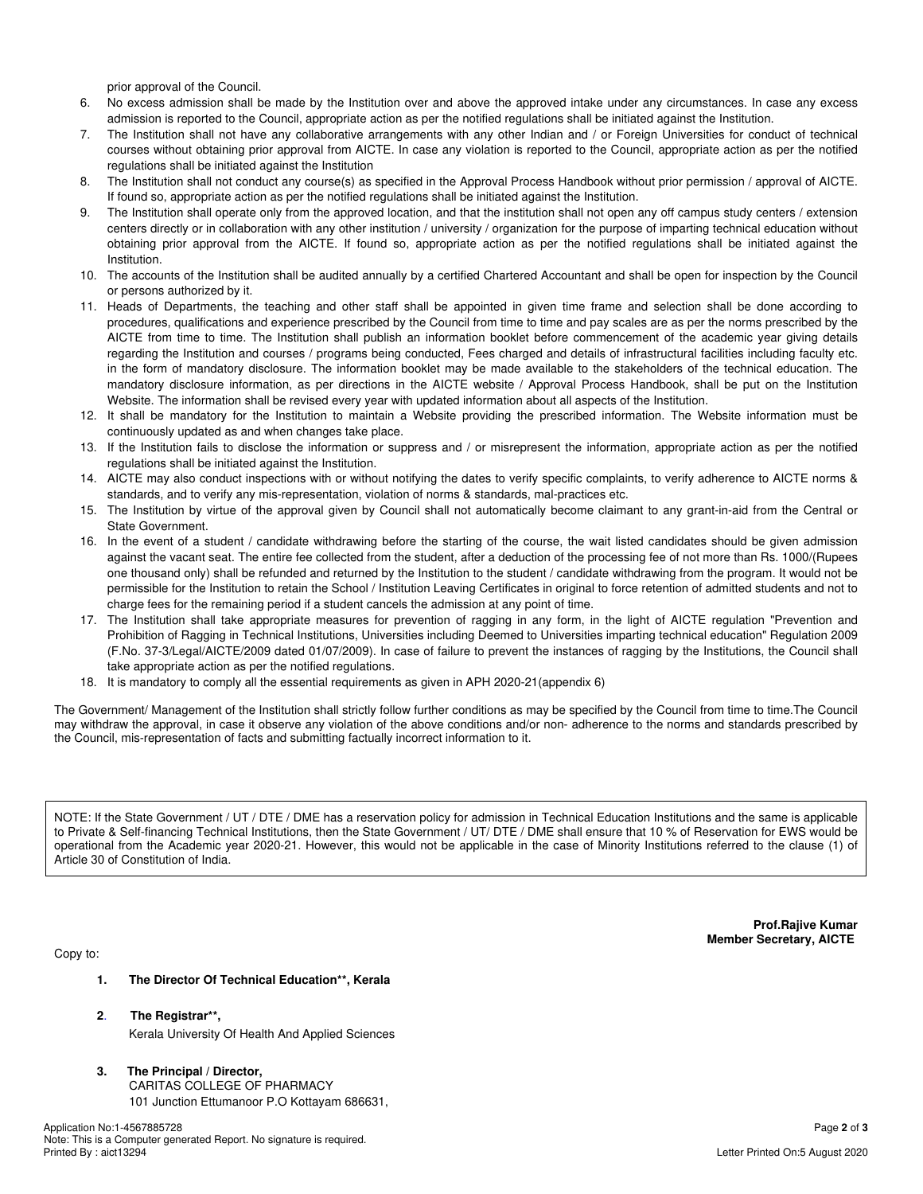prior approval of the Council.

6. No excess admission shall be made by the Institution over and above the approved intake under any circumstances. In case any excess admission is reported to the Council, appropriate action as per the notified regulations shall be initiated against the Institution.
7. The Institution shall not have any collaborative arrangements with any other Indian and / or Foreign Universities for conduct of technical courses without obtaining prior approval from AICTE. In case any violation is reported to the Council, appropriate action as per the notified regulations shall be initiated against the Institution
8. The Institution shall not conduct any course(s) as specified in the Approval Process Handbook without prior permission / approval of AICTE. If found so, appropriate action as per the notified regulations shall be initiated against the Institution.
9. The Institution shall operate only from the approved location, and that the institution shall not open any off campus study centers / extension centers directly or in collaboration with any other institution / university / organization for the purpose of imparting technical education without obtaining prior approval from the AICTE. If found so, appropriate action as per the notified regulations shall be initiated against the Institution.
10. The accounts of the Institution shall be audited annually by a certified Chartered Accountant and shall be open for inspection by the Council or persons authorized by it.
11. Heads of Departments, the teaching and other staff shall be appointed in given time frame and selection shall be done according to procedures, qualifications and experience prescribed by the Council from time to time and pay scales are as per the norms prescribed by the AICTE from time to time. The Institution shall publish an information booklet before commencement of the academic year giving details regarding the Institution and courses / programs being conducted, Fees charged and details of infrastructural facilities including faculty etc. in the form of mandatory disclosure. The information booklet may be made available to the stakeholders of the technical education. The mandatory disclosure information, as per directions in the AICTE website / Approval Process Handbook, shall be put on the Institution Website. The information shall be revised every year with updated information about all aspects of the Institution.
12. It shall be mandatory for the Institution to maintain a Website providing the prescribed information. The Website information must be continuously updated as and when changes take place.
13. If the Institution fails to disclose the information or suppress and / or misrepresent the information, appropriate action as per the notified regulations shall be initiated against the Institution.
14. AICTE may also conduct inspections with or without notifying the dates to verify specific complaints, to verify adherence to AICTE norms & standards, and to verify any mis-representation, violation of norms & standards, mal-practices etc.
15. The Institution by virtue of the approval given by Council shall not automatically become claimant to any grant-in-aid from the Central or State Government.
16. In the event of a student / candidate withdrawing before the starting of the course, the wait listed candidates should be given admission against the vacant seat. The entire fee collected from the student, after a deduction of the processing fee of not more than Rs. 1000/(Rupees one thousand only) shall be refunded and returned by the Institution to the student / candidate withdrawing from the program. It would not be permissible for the Institution to retain the School / Institution Leaving Certificates in original to force retention of admitted students and not to charge fees for the remaining period if a student cancels the admission at any point of time.
17. The Institution shall take appropriate measures for prevention of ragging in any form, in the light of AICTE regulation "Prevention and Prohibition of Ragging in Technical Institutions, Universities including Deemed to Universities imparting technical education" Regulation 2009 (F.No. 37-3/Legal/AICTE/2009 dated 01/07/2009). In case of failure to prevent the instances of ragging by the Institutions, the Council shall take appropriate action as per the notified regulations.
18. It is mandatory to comply all the essential requirements as given in APH 2020-21(appendix 6)

The Government/ Management of the Institution shall strictly follow further conditions as may be specified by the Council from time to time.The Council may withdraw the approval, in case it observe any violation of the above conditions and/or non- adherence to the norms and standards prescribed by the Council, mis-representation of facts and submitting factually incorrect information to it.

NOTE: If the State Government / UT / DTE / DME has a reservation policy for admission in Technical Education Institutions and the same is applicable to Private & Self-financing Technical Institutions, then the State Government / UT/ DTE / DME shall ensure that 10 % of Reservation for EWS would be operational from the Academic year 2020-21. However, this would not be applicable in the case of Minority Institutions referred to the clause (1) of Article 30 of Constitution of India.

**Prof.Rajive Kumar**
**Member Secretary, AICTE**

Copy to:

1. **The Director Of Technical Education\*\*, Kerala**

2. **The Registrar\*\*,**
   Kerala University Of Health And Applied Sciences

3. **The Principal / Director,**
   CARITAS COLLEGE OF PHARMACY
   101 Junction Ettumanoor P.O Kottayam 686631,

Application No:1-4567885728
Note: This is a Computer generated Report. No signature is required.
Printed By : aict13294

Letter Printed On:5 August 2020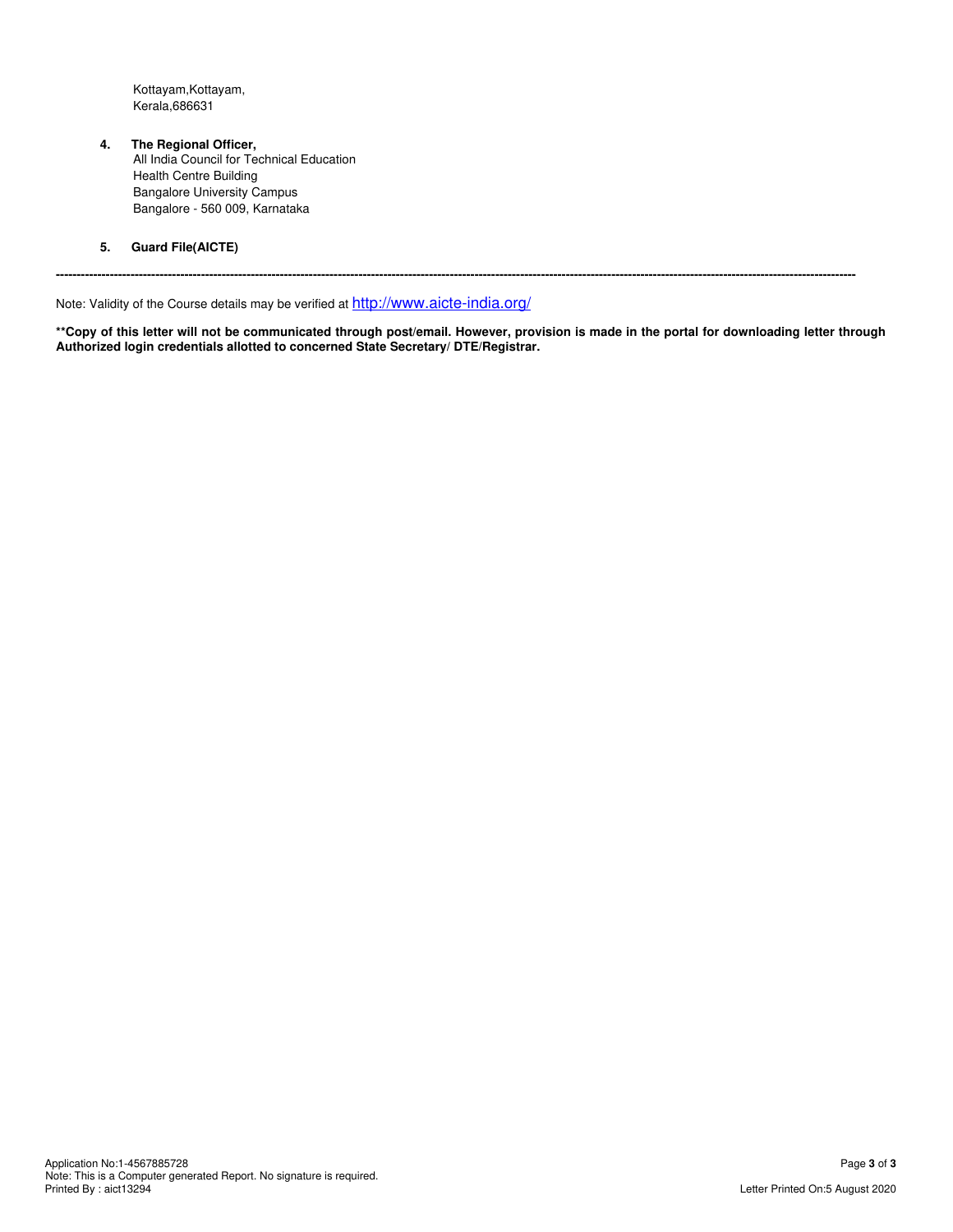Kottayam,Kottayam,
Kerala,686631

4. **The Regional Officer,**
   All India Council for Technical Education
   Health Centre Building
   Bangalore University Campus
   Bangalore - 560 009, Karnataka

5. **Guard File(AICTE)**

---

Note: Validity of the Course details may be verified at http://www.aicte-india.org/

****Copy of this letter will not be communicated through post/email. However, provision is made in the portal for downloading letter through Authorized login credentials allotted to concerned State Secretary/ DTE/Registrar.**

Application No:1-4567885728
Note: This is a Computer generated Report. No signature is required.
Printed By : aict13294

Letter Printed On:5 August 2020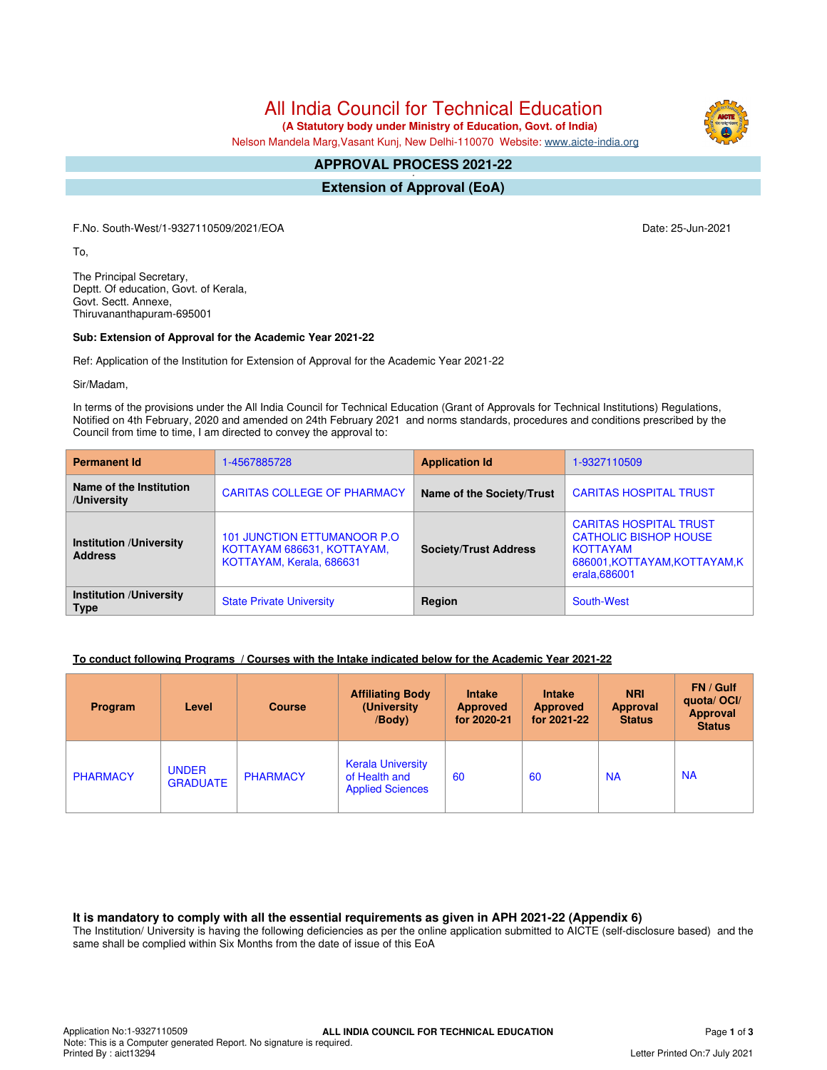# All India Council for Technical Education

**(A Statutory body under Ministry of Education, Govt. of India)**

Nelson Mandela Marg,Vasant Kunj, New Delhi-110070 Website: www.aicte-india.org

## APPROVAL PROCESS 2021-22

## Extension of Approval (EoA)

F.No. South-West/1-9327110509/2021/EOA

Date: 25-Jun-2021

To,

The Principal Secretary,
Deptt. Of education, Govt. of Kerala,
Govt. Sectt. Annexe,
Thiruvananthapuram-695001

**Sub: Extension of Approval for the Academic Year 2021-22**

Ref: Application of the Institution for Extension of Approval for the Academic Year 2021-22

Sir/Madam,

In terms of the provisions under the All India Council for Technical Education (Grant of Approvals for Technical Institutions) Regulations, Notified on 4th February, 2020 and amended on 24th February 2021 and norms standards, procedures and conditions prescribed by the Council from time to time, I am directed to convey the approval to:

| **Permanent Id** | 1-4567885728 | **Application Id** | 1-9327110509 |
|---|---|---|---|
| **Name of the Institution /University** | CARITAS COLLEGE OF PHARMACY | **Name of the Society/Trust** | CARITAS HOSPITAL TRUST |
| **Institution /University Address** | 101 JUNCTION ETTUMANOOR P.O KOTTAYAM 686631, KOTTAYAM, KOTTAYAM, Kerala, 686631 | **Society/Trust Address** | CARITAS HOSPITAL TRUST CATHOLIC BISHOP HOUSE KOTTAYAM 686001,KOTTAYAM,KOTTAYAM,Kerala,686001 |
| **Institution /University Type** | State Private University | **Region** | South-West |

**To conduct following Programs / Courses with the Intake indicated below for the Academic Year 2021-22**

| Program | Level | Course | Affiliating Body (University /Body) | Intake Approved for 2020-21 | Intake Approved for 2021-22 | NRI Approval Status | FN / Gulf quota/ OCI/ Approval Status |
|---|---|---|---|---|---|---|---|
| PHARMACY | UNDER GRADUATE | PHARMACY | Kerala University of Health and Applied Sciences | 60 | 60 | NA | NA |

### It is mandatory to comply with all the essential requirements as given in APH 2021-22 (Appendix 6)

The Institution/ University is having the following deficiencies as per the online application submitted to AICTE (self-disclosure based) and the same shall be complied within Six Months from the date of issue of this EoA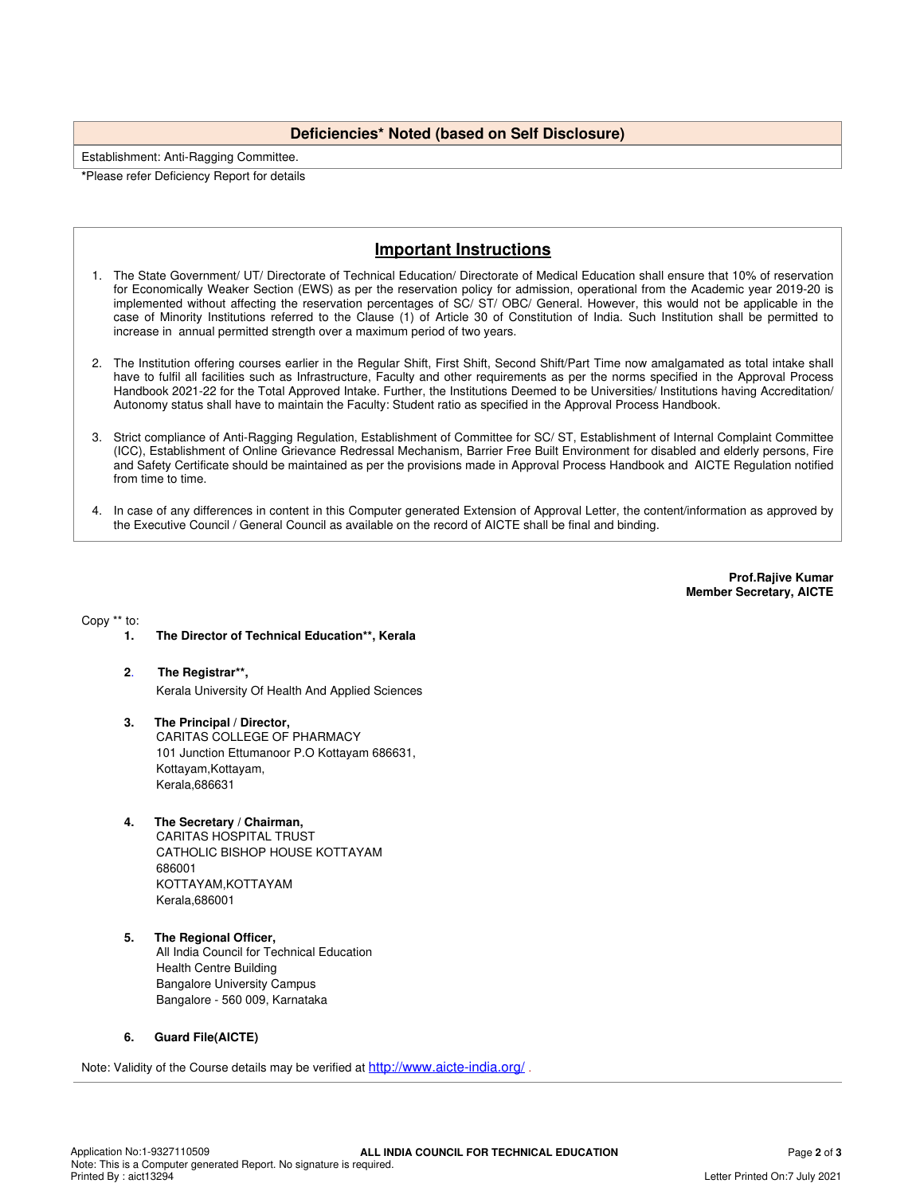## Deficiencies* Noted (based on Self Disclosure)

Establishment: Anti-Ragging Committee.

*Please refer Deficiency Report for details

## Important Instructions

1. The State Government/ UT/ Directorate of Technical Education/ Directorate of Medical Education shall ensure that 10% of reservation for Economically Weaker Section (EWS) as per the reservation policy for admission, operational from the Academic year 2019-20 is implemented without affecting the reservation percentages of SC/ ST/ OBC/ General. However, this would not be applicable in the case of Minority Institutions referred to the Clause (1) of Article 30 of Constitution of India. Such Institution shall be permitted to increase in annual permitted strength over a maximum period of two years.

2. The Institution offering courses earlier in the Regular Shift, First Shift, Second Shift/Part Time now amalgamated as total intake shall have to fulfil all facilities such as Infrastructure, Faculty and other requirements as per the norms specified in the Approval Process Handbook 2021-22 for the Total Approved Intake. Further, the Institutions Deemed to be Universities/ Institutions having Accreditation/ Autonomy status shall have to maintain the Faculty: Student ratio as specified in the Approval Process Handbook.

3. Strict compliance of Anti-Ragging Regulation, Establishment of Committee for SC/ ST, Establishment of Internal Complaint Committee (ICC), Establishment of Online Grievance Redressal Mechanism, Barrier Free Built Environment for disabled and elderly persons, Fire and Safety Certificate should be maintained as per the provisions made in Approval Process Handbook and AICTE Regulation notified from time to time.

4. In case of any differences in content in this Computer generated Extension of Approval Letter, the content/information as approved by the Executive Council / General Council as available on the record of AICTE shall be final and binding.

**Prof.Rajive Kumar**
**Member Secretary, AICTE**

Copy ** to:

1. **The Director of Technical Education**, Kerala**

2. **The Registrar**,**
   Kerala University Of Health And Applied Sciences

3. **The Principal / Director,**
   CARITAS COLLEGE OF PHARMACY
   101 Junction Ettumanoor P.O Kottayam 686631,
   Kottayam,Kottayam,
   Kerala,686631

4. **The Secretary / Chairman,**
   CARITAS HOSPITAL TRUST
   CATHOLIC BISHOP HOUSE KOTTAYAM
   686001
   KOTTAYAM,KOTTAYAM
   Kerala,686001

5. **The Regional Officer,**
   All India Council for Technical Education
   Health Centre Building
   Bangalore University Campus
   Bangalore - 560 009, Karnataka

6. **Guard File(AICTE)**

Note: Validity of the Course details may be verified at http://www.aicte-india.org/ .

Application No:1-9327110509
Note: This is a Computer generated Report. No signature is required.
Printed By : aict13294
Letter Printed On:7 July 2021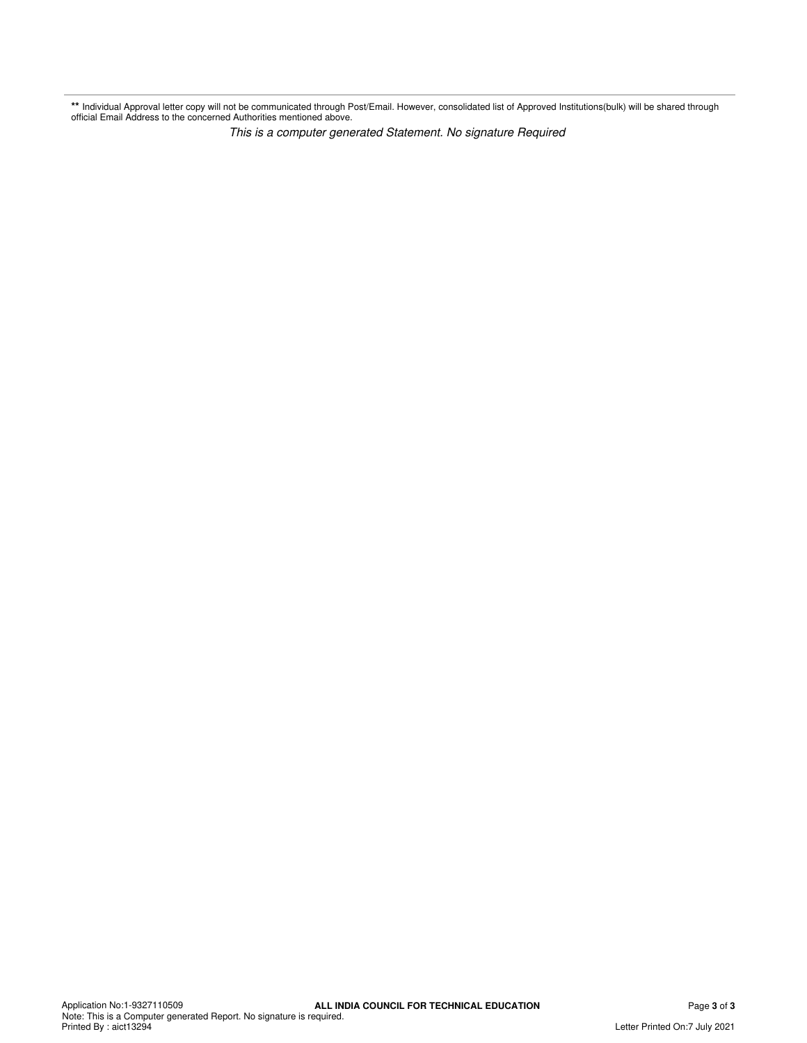---

** Individual Approval letter copy will not be communicated through Post/Email. However, consolidated list of Approved Institutions(bulk) will be shared through official Email Address to the concerned Authorities mentioned above.

*This is a computer generated Statement. No signature Required*